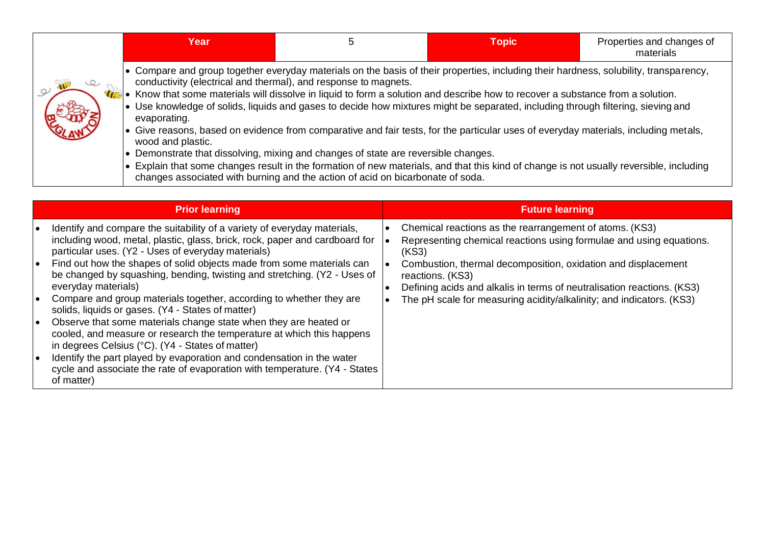| Year | 5 | Topic | Properties and changes of materials |
|---|---|---|---|

- Compare and group together everyday materials on the basis of their properties, including their hardness, solubility, transparency, conductivity (electrical and thermal), and response to magnets.
- Know that some materials will dissolve in liquid to form a solution and describe how to recover a substance from a solution.
- Use knowledge of solids, liquids and gases to decide how mixtures might be separated, including through filtering, sieving and evaporating.
- Give reasons, based on evidence from comparative and fair tests, for the particular uses of everyday materials, including metals, wood and plastic.
- Demonstrate that dissolving, mixing and changes of state are reversible changes.
- Explain that some changes result in the formation of new materials, and that this kind of change is not usually reversible, including changes associated with burning and the action of acid on bicarbonate of soda.

| Prior learning | Future learning |
|---|---|
| • Identify and compare the suitability of a variety of everyday materials, including wood, metal, plastic, glass, brick, rock, paper and cardboard for particular uses. (Y2 - Uses of everyday materials)<br>• Find out how the shapes of solid objects made from some materials can be changed by squashing, bending, twisting and stretching. (Y2 - Uses of everyday materials)<br>• Compare and group materials together, according to whether they are solids, liquids or gases. (Y4 - States of matter)<br>• Observe that some materials change state when they are heated or cooled, and measure or research the temperature at which this happens in degrees Celsius (°C). (Y4 - States of matter)<br>• Identify the part played by evaporation and condensation in the water cycle and associate the rate of evaporation with temperature. (Y4 - States of matter) | • Chemical reactions as the rearrangement of atoms. (KS3)<br>• Representing chemical reactions using formulae and using equations. (KS3)<br>• Combustion, thermal decomposition, oxidation and displacement reactions. (KS3)<br>• Defining acids and alkalis in terms of neutralisation reactions. (KS3)<br>• The pH scale for measuring acidity/alkalinity; and indicators. (KS3) |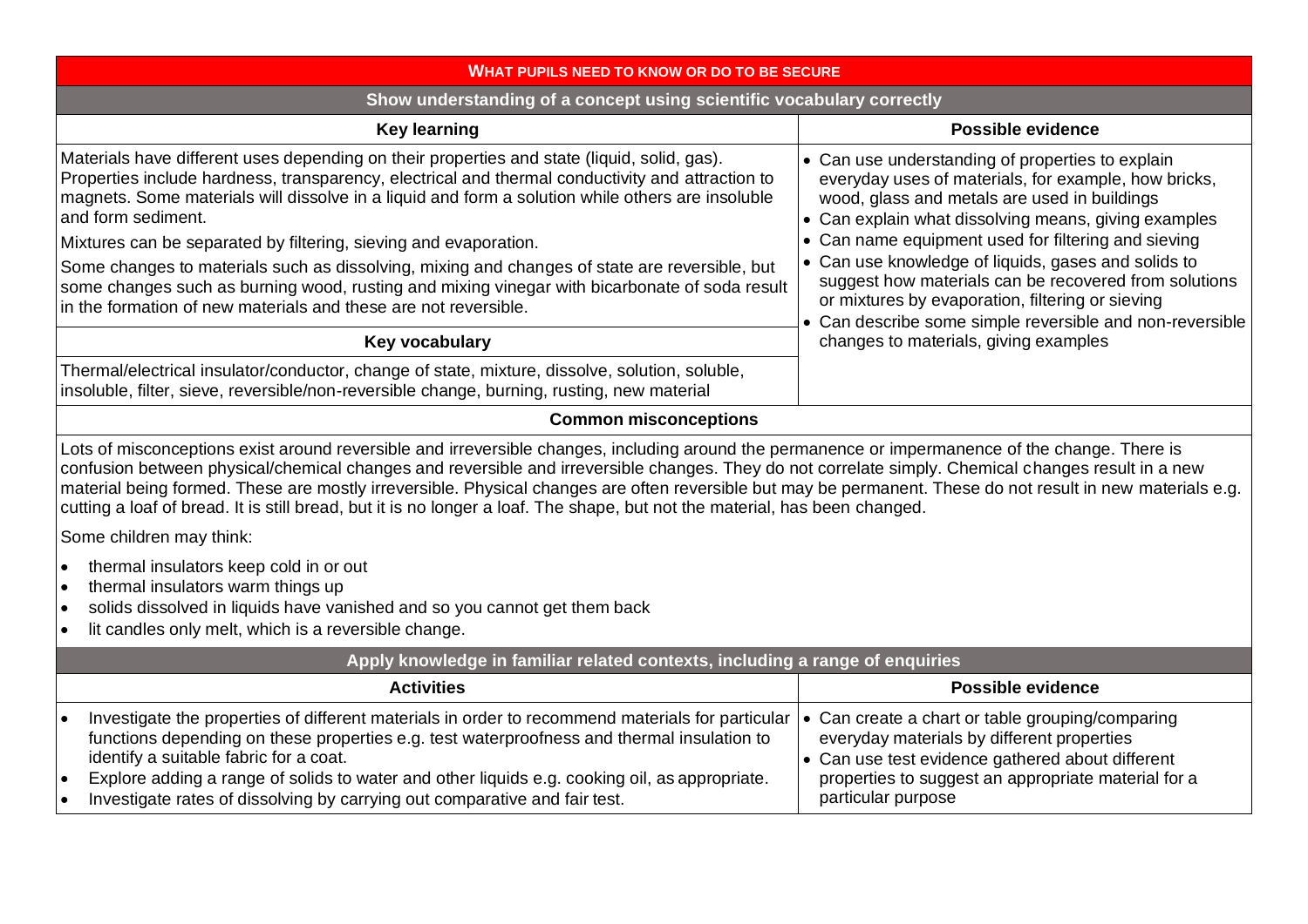## WHAT PUPILS NEED TO KNOW OR DO TO BE SECURE

### Show understanding of a concept using scientific vocabulary correctly

| Key learning | Possible evidence |
|---|---|
| Materials have different uses depending on their properties and state (liquid, solid, gas). Properties include hardness, transparency, electrical and thermal conductivity and attraction to magnets. Some materials will dissolve in a liquid and form a solution while others are insoluble and form sediment.<br><br>Mixtures can be separated by filtering, sieving and evaporation.<br><br>Some changes to materials such as dissolving, mixing and changes of state are reversible, but some changes such as burning wood, rusting and mixing vinegar with bicarbonate of soda result in the formation of new materials and these are not reversible. | • Can use understanding of properties to explain everyday uses of materials, for example, how bricks, wood, glass and metals are used in buildings<br>• Can explain what dissolving means, giving examples<br>• Can name equipment used for filtering and sieving<br>• Can use knowledge of liquids, gases and solids to suggest how materials can be recovered from solutions or mixtures by evaporation, filtering or sieving<br>• Can describe some simple reversible and non-reversible changes to materials, giving examples |

**Key vocabulary**

Thermal/electrical insulator/conductor, change of state, mixture, dissolve, solution, soluble, insoluble, filter, sieve, reversible/non-reversible change, burning, rusting, new material

**Common misconceptions**

Lots of misconceptions exist around reversible and irreversible changes, including around the permanence or impermanence of the change. There is confusion between physical/chemical changes and reversible and irreversible changes. They do not correlate simply. Chemical changes result in a new material being formed. These are mostly irreversible. Physical changes are often reversible but may be permanent. These do not result in new materials e.g. cutting a loaf of bread. It is still bread, but it is no longer a loaf. The shape, but not the material, has been changed.

Some children may think:

- thermal insulators keep cold in or out
- thermal insulators warm things up
- solids dissolved in liquids have vanished and so you cannot get them back
- lit candles only melt, which is a reversible change.

### Apply knowledge in familiar related contexts, including a range of enquiries

| Activities | Possible evidence |
|---|---|
| • Investigate the properties of different materials in order to recommend materials for particular functions depending on these properties e.g. test waterproofness and thermal insulation to identify a suitable fabric for a coat.<br>• Explore adding a range of solids to water and other liquids e.g. cooking oil, as appropriate.<br>• Investigate rates of dissolving by carrying out comparative and fair test. | • Can create a chart or table grouping/comparing everyday materials by different properties<br>• Can use test evidence gathered about different properties to suggest an appropriate material for a particular purpose |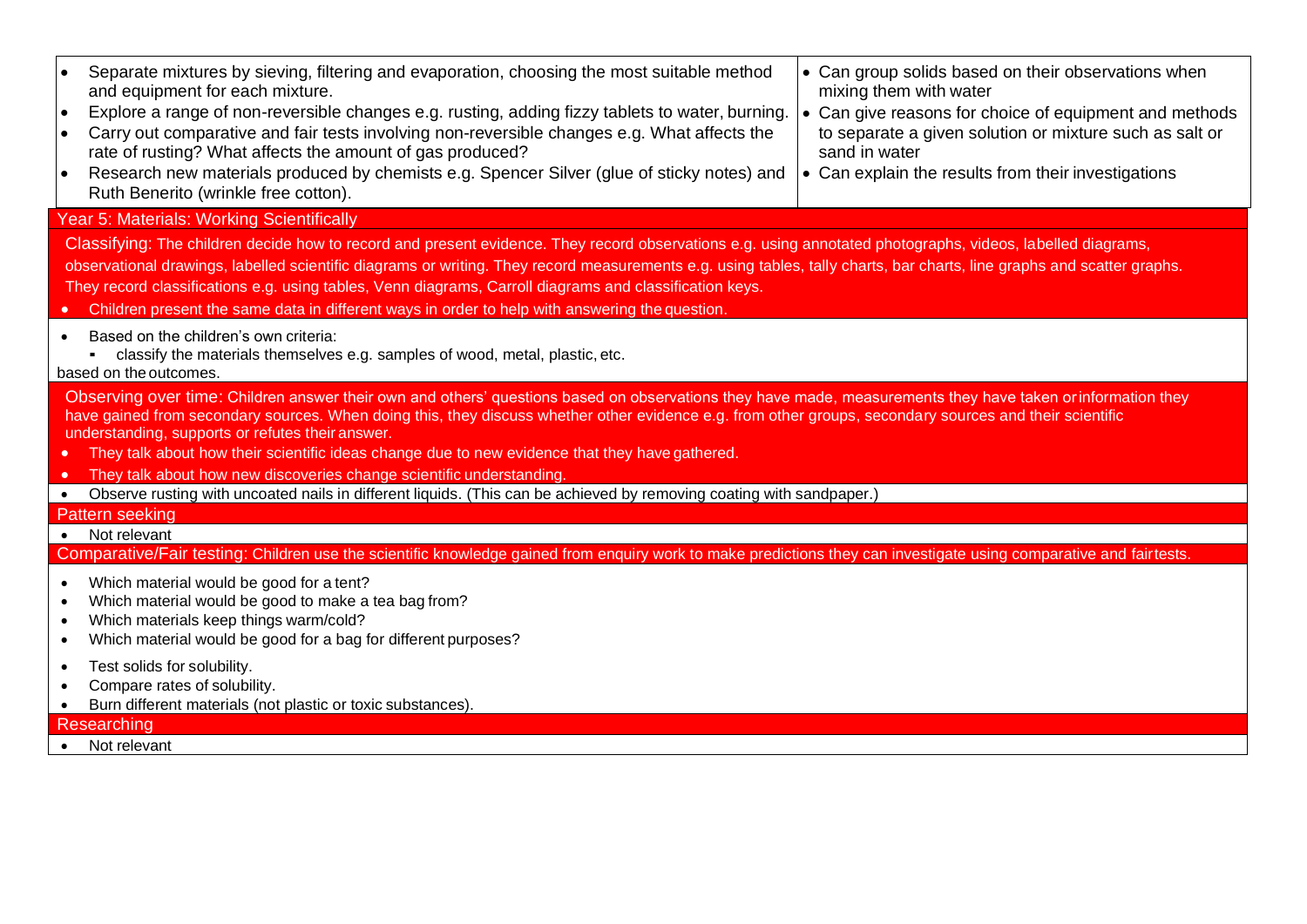| | |
|---|---|
| • Separate mixtures by sieving, filtering and evaporation, choosing the most suitable method and equipment for each mixture.<br>• Explore a range of non-reversible changes e.g. rusting, adding fizzy tablets to water, burning.<br>• Carry out comparative and fair tests involving non-reversible changes e.g. What affects the rate of rusting? What affects the amount of gas produced?<br>• Research new materials produced by chemists e.g. Spencer Silver (glue of sticky notes) and Ruth Benerito (wrinkle free cotton). | • Can group solids based on their observations when mixing them with water<br>• Can give reasons for choice of equipment and methods to separate a given solution or mixture such as salt or sand in water<br>• Can explain the results from their investigations |

## Year 5: Materials: Working Scientifically

**Classifying:** The children decide how to record and present evidence. They record observations e.g. using annotated photographs, videos, labelled diagrams, observational drawings, labelled scientific diagrams or writing. They record measurements e.g. using tables, tally charts, bar charts, line graphs and scatter graphs. They record classifications e.g. using tables, Venn diagrams, Carroll diagrams and classification keys.

- Children present the same data in different ways in order to help with answering the question.

- Based on the children's own criteria:
  - classify the materials themselves e.g. samples of wood, metal, plastic, etc.

based on the outcomes.

**Observing over time:** Children answer their own and others' questions based on observations they have made, measurements they have taken or information they have gained from secondary sources. When doing this, they discuss whether other evidence e.g. from other groups, secondary sources and their scientific understanding, supports or refutes their answer.

- They talk about how their scientific ideas change due to new evidence that they have gathered.
- They talk about how new discoveries change scientific understanding.

- Observe rusting with uncoated nails in different liquids. (This can be achieved by removing coating with sandpaper.)

**Pattern seeking**

- Not relevant

**Comparative/Fair testing:** Children use the scientific knowledge gained from enquiry work to make predictions they can investigate using comparative and fair tests.

- Which material would be good for a tent?
- Which material would be good to make a tea bag from?
- Which materials keep things warm/cold?
- Which material would be good for a bag for different purposes?

- Test solids for solubility.
- Compare rates of solubility.
- Burn different materials (not plastic or toxic substances).

**Researching**

- Not relevant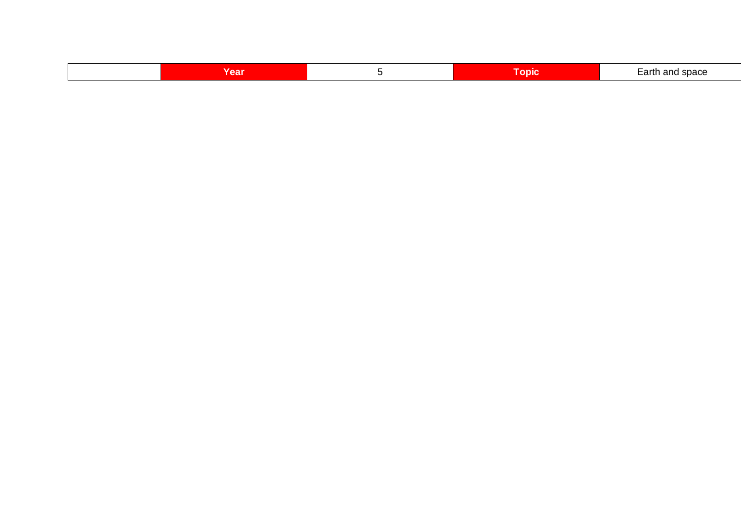| | | | | |
|---|---|---|---|---|
| | **Year** | 5 | **Topic** | Earth and space |